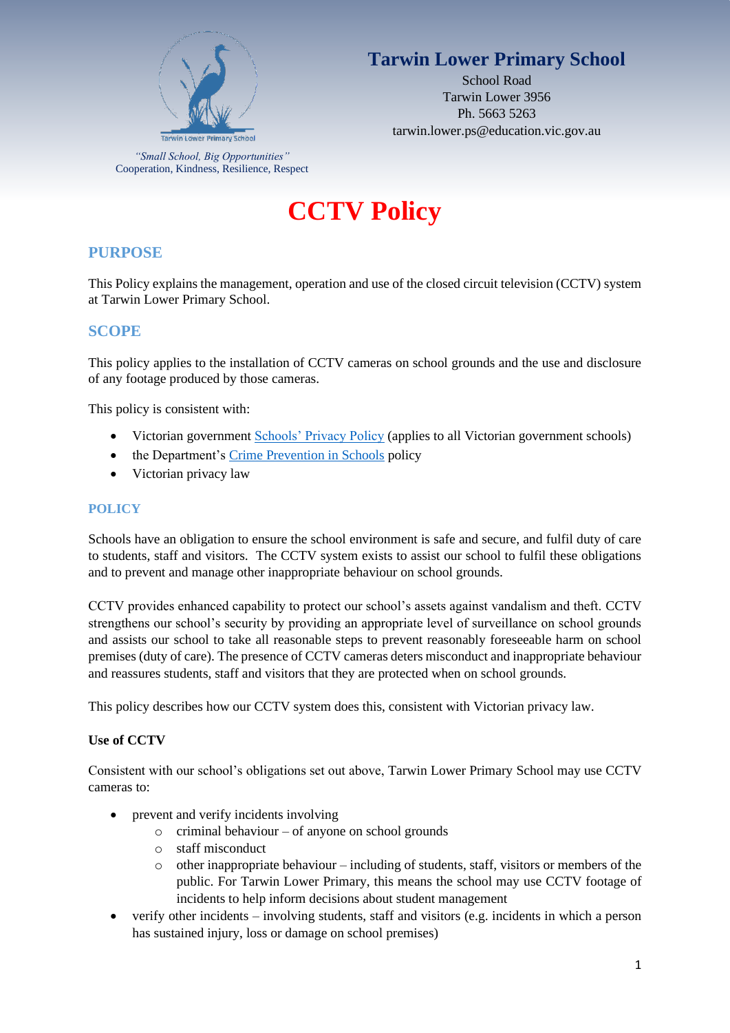**Tarwin Lower Primary School**

School Road
Tarwin Lower 3956
Ph. 5663 5263
tarwin.lower.ps@education.vic.gov.au

*"Small School, Big Opportunities"*
Cooperation, Kindness, Resilience, Respect

# CCTV Policy

## PURPOSE

This Policy explains the management, operation and use of the closed circuit television (CCTV) system at Tarwin Lower Primary School.

## SCOPE

This policy applies to the installation of CCTV cameras on school grounds and the use and disclosure of any footage produced by those cameras.

This policy is consistent with:

- Victorian government Schools' Privacy Policy (applies to all Victorian government schools)
- the Department's Crime Prevention in Schools policy
- Victorian privacy law

## POLICY

Schools have an obligation to ensure the school environment is safe and secure, and fulfil duty of care to students, staff and visitors. The CCTV system exists to assist our school to fulfil these obligations and to prevent and manage other inappropriate behaviour on school grounds.

CCTV provides enhanced capability to protect our school's assets against vandalism and theft. CCTV strengthens our school's security by providing an appropriate level of surveillance on school grounds and assists our school to take all reasonable steps to prevent reasonably foreseeable harm on school premises (duty of care). The presence of CCTV cameras deters misconduct and inappropriate behaviour and reassures students, staff and visitors that they are protected when on school grounds.

This policy describes how our CCTV system does this, consistent with Victorian privacy law.

### Use of CCTV

Consistent with our school's obligations set out above, Tarwin Lower Primary School may use CCTV cameras to:

- prevent and verify incidents involving
  - criminal behaviour – of anyone on school grounds
  - staff misconduct
  - other inappropriate behaviour – including of students, staff, visitors or members of the public. For Tarwin Lower Primary, this means the school may use CCTV footage of incidents to help inform decisions about student management
- verify other incidents – involving students, staff and visitors (e.g. incidents in which a person has sustained injury, loss or damage on school premises)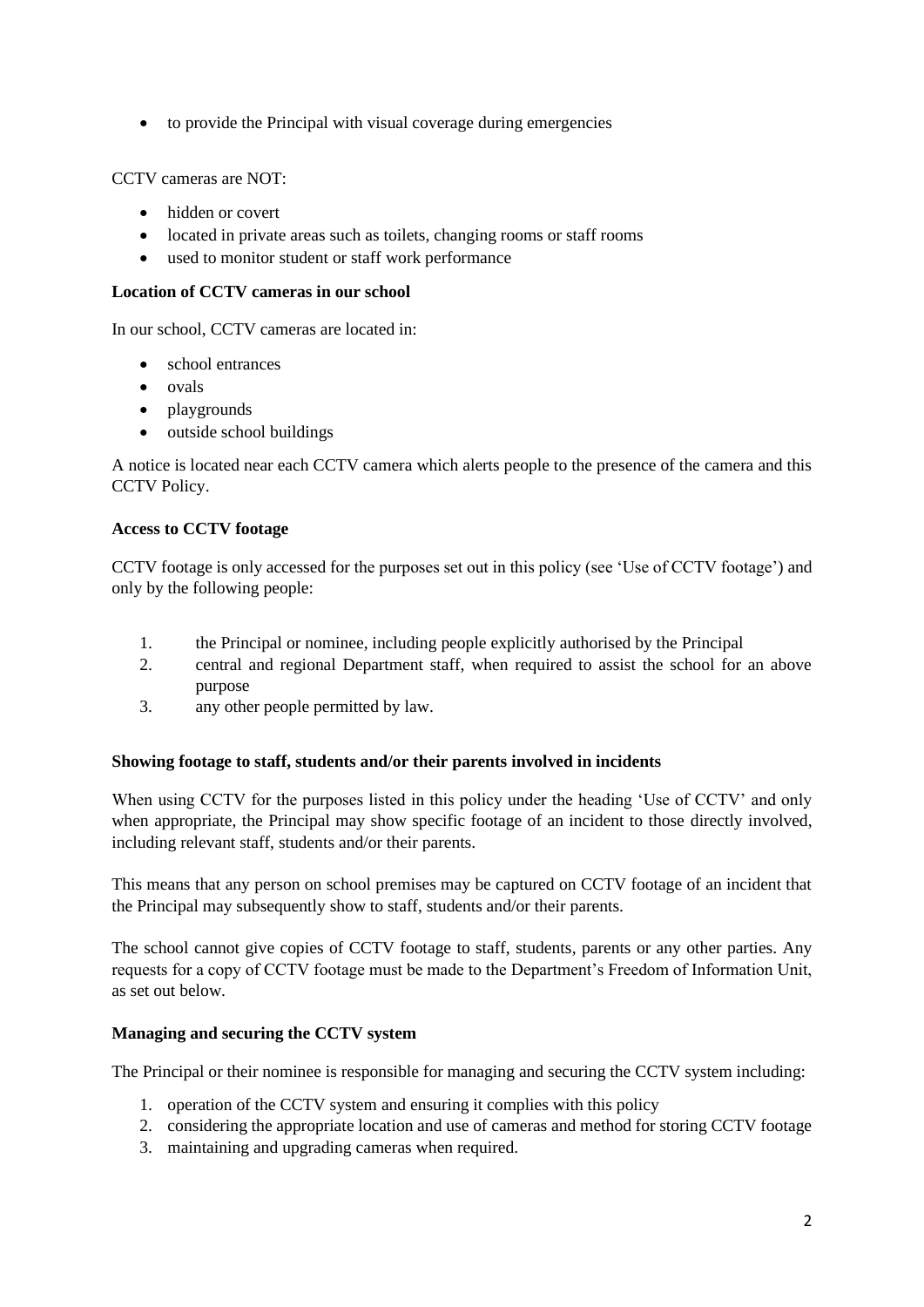- to provide the Principal with visual coverage during emergencies

CCTV cameras are NOT:

- hidden or covert
- located in private areas such as toilets, changing rooms or staff rooms
- used to monitor student or staff work performance

**Location of CCTV cameras in our school**

In our school, CCTV cameras are located in:

- school entrances
- ovals
- playgrounds
- outside school buildings

A notice is located near each CCTV camera which alerts people to the presence of the camera and this CCTV Policy.

**Access to CCTV footage**

CCTV footage is only accessed for the purposes set out in this policy (see 'Use of CCTV footage') and only by the following people:

1. the Principal or nominee, including people explicitly authorised by the Principal
2. central and regional Department staff, when required to assist the school for an above purpose
3. any other people permitted by law.

**Showing footage to staff, students and/or their parents involved in incidents**

When using CCTV for the purposes listed in this policy under the heading 'Use of CCTV' and only when appropriate, the Principal may show specific footage of an incident to those directly involved, including relevant staff, students and/or their parents.

This means that any person on school premises may be captured on CCTV footage of an incident that the Principal may subsequently show to staff, students and/or their parents.

The school cannot give copies of CCTV footage to staff, students, parents or any other parties. Any requests for a copy of CCTV footage must be made to the Department's Freedom of Information Unit, as set out below.

**Managing and securing the CCTV system**

The Principal or their nominee is responsible for managing and securing the CCTV system including:

1. operation of the CCTV system and ensuring it complies with this policy
2. considering the appropriate location and use of cameras and method for storing CCTV footage
3. maintaining and upgrading cameras when required.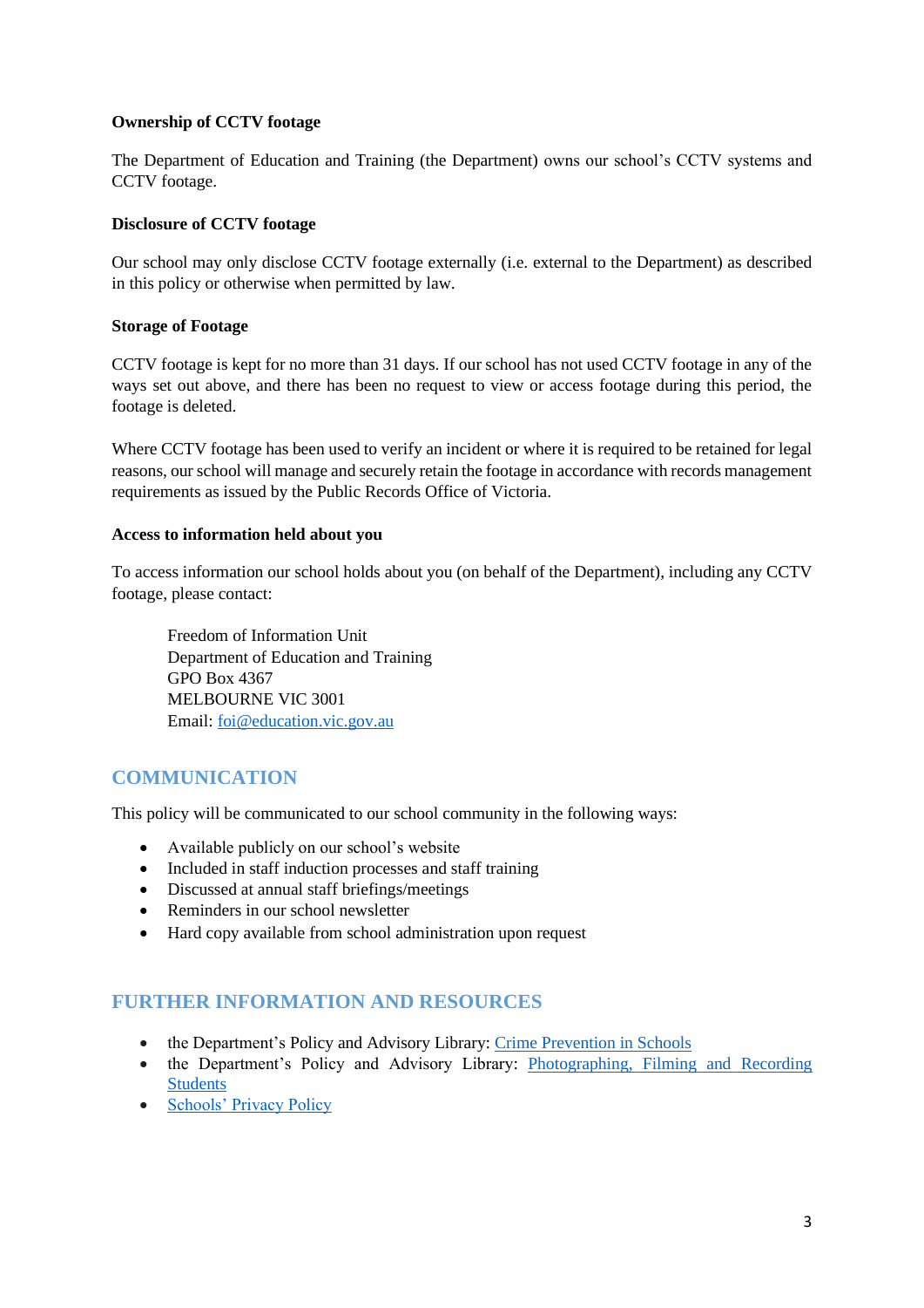**Ownership of CCTV footage**

The Department of Education and Training (the Department) owns our school's CCTV systems and CCTV footage.

**Disclosure of CCTV footage**

Our school may only disclose CCTV footage externally (i.e. external to the Department) as described in this policy or otherwise when permitted by law.

**Storage of Footage**

CCTV footage is kept for no more than 31 days. If our school has not used CCTV footage in any of the ways set out above, and there has been no request to view or access footage during this period, the footage is deleted.

Where CCTV footage has been used to verify an incident or where it is required to be retained for legal reasons, our school will manage and securely retain the footage in accordance with records management requirements as issued by the Public Records Office of Victoria.

**Access to information held about you**

To access information our school holds about you (on behalf of the Department), including any CCTV footage, please contact:

> Freedom of Information Unit
> Department of Education and Training
> GPO Box 4367
> MELBOURNE VIC 3001
> Email: [foi@education.vic.gov.au](mailto:foi@education.vic.gov.au)

## COMMUNICATION

This policy will be communicated to our school community in the following ways:

- Available publicly on our school's website
- Included in staff induction processes and staff training
- Discussed at annual staff briefings/meetings
- Reminders in our school newsletter
- Hard copy available from school administration upon request

## FURTHER INFORMATION AND RESOURCES

- the Department's Policy and Advisory Library: Crime Prevention in Schools
- the Department's Policy and Advisory Library: Photographing, Filming and Recording Students
- Schools' Privacy Policy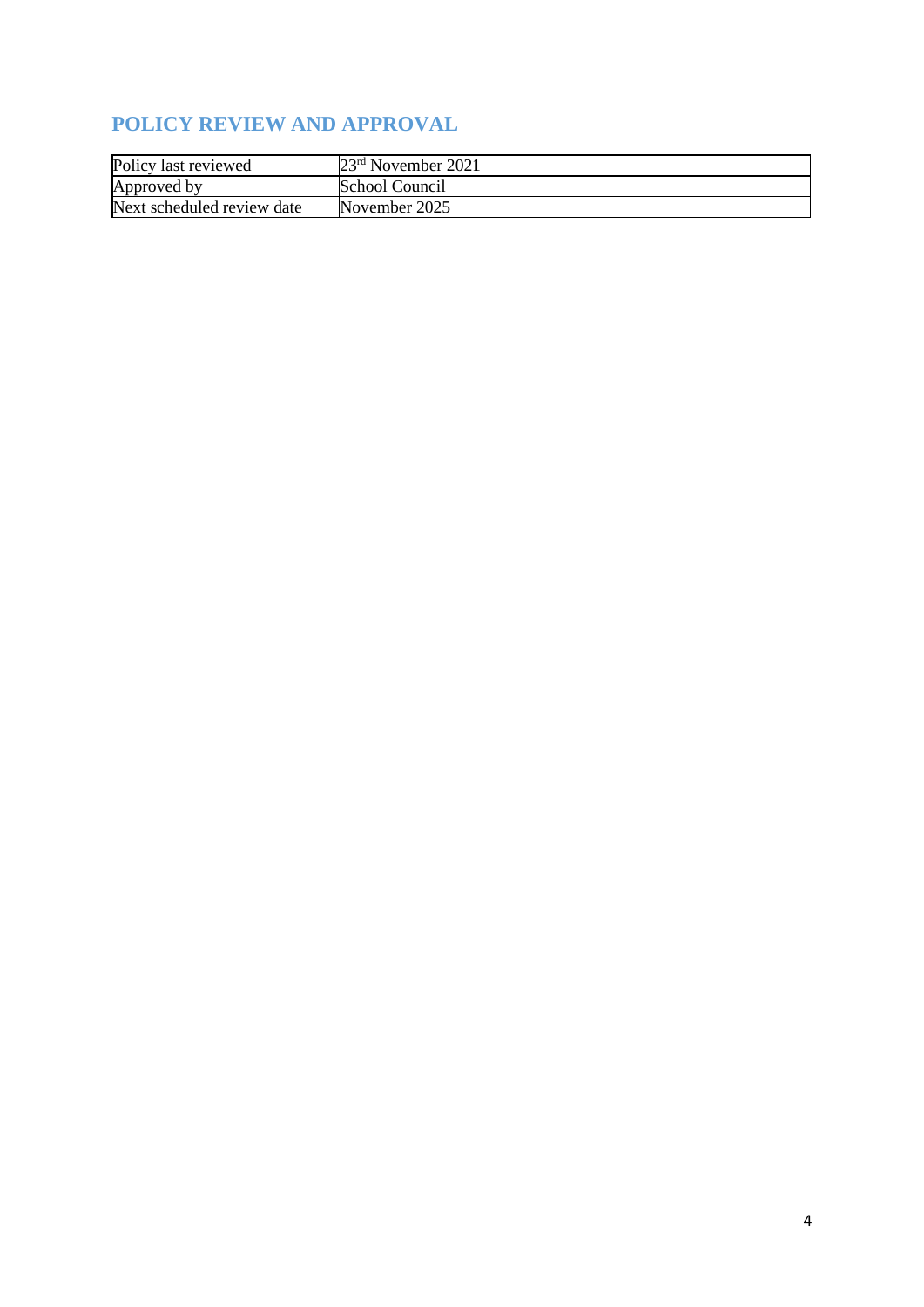## POLICY REVIEW AND APPROVAL

| | |
|---|---|
| Policy last reviewed | 23rd November 2021 |
| Approved by | School Council |
| Next scheduled review date | November 2025 |